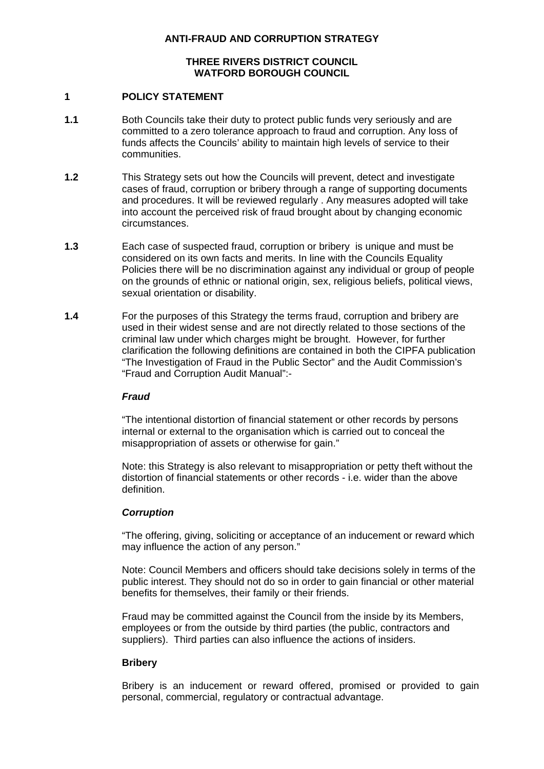# ANTI-FRAUD AND CORRUPTION STRATEGY

**THREE RIVERS DISTRICT COUNCIL**
**WATFORD BOROUGH COUNCIL**

## 1 POLICY STATEMENT

**1.1** Both Councils take their duty to protect public funds very seriously and are committed to a zero tolerance approach to fraud and corruption. Any loss of funds affects the Councils' ability to maintain high levels of service to their communities.

**1.2** This Strategy sets out how the Councils will prevent, detect and investigate cases of fraud, corruption or bribery through a range of supporting documents and procedures. It will be reviewed regularly . Any measures adopted will take into account the perceived risk of fraud brought about by changing economic circumstances.

**1.3** Each case of suspected fraud, corruption or bribery is unique and must be considered on its own facts and merits. In line with the Councils Equality Policies there will be no discrimination against any individual or group of people on the grounds of ethnic or national origin, sex, religious beliefs, political views, sexual orientation or disability.

**1.4** For the purposes of this Strategy the terms fraud, corruption and bribery are used in their widest sense and are not directly related to those sections of the criminal law under which charges might be brought. However, for further clarification the following definitions are contained in both the CIPFA publication "The Investigation of Fraud in the Public Sector" and the Audit Commission's "Fraud and Corruption Audit Manual":-

***Fraud***

"The intentional distortion of financial statement or other records by persons internal or external to the organisation which is carried out to conceal the misappropriation of assets or otherwise for gain."

Note: this Strategy is also relevant to misappropriation or petty theft without the distortion of financial statements or other records - i.e. wider than the above definition.

***Corruption***

"The offering, giving, soliciting or acceptance of an inducement or reward which may influence the action of any person."

Note: Council Members and officers should take decisions solely in terms of the public interest. They should not do so in order to gain financial or other material benefits for themselves, their family or their friends.

Fraud may be committed against the Council from the inside by its Members, employees or from the outside by third parties (the public, contractors and suppliers). Third parties can also influence the actions of insiders.

**Bribery**

Bribery is an inducement or reward offered, promised or provided to gain personal, commercial, regulatory or contractual advantage.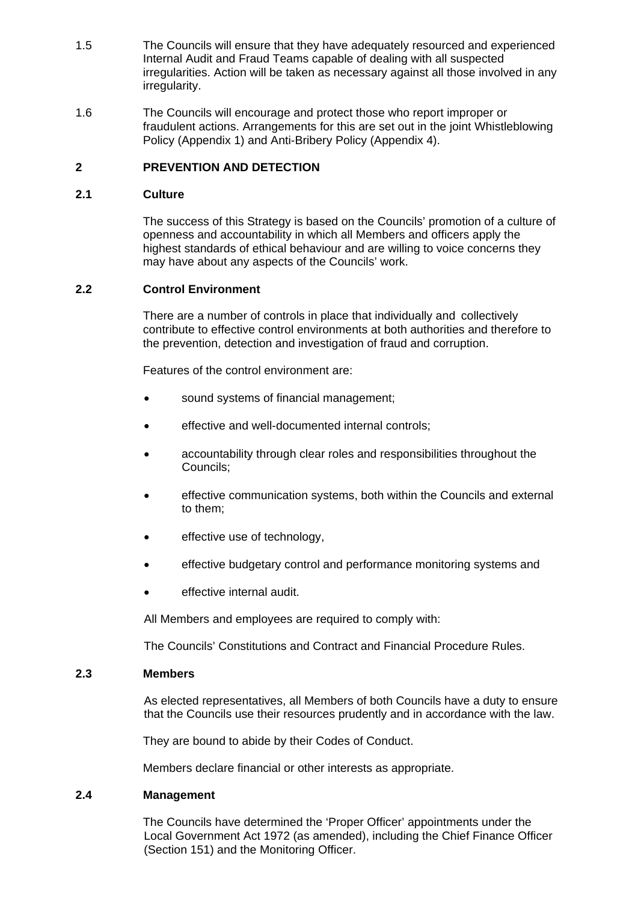1.5 The Councils will ensure that they have adequately resourced and experienced Internal Audit and Fraud Teams capable of dealing with all suspected irregularities. Action will be taken as necessary against all those involved in any irregularity.

1.6 The Councils will encourage and protect those who report improper or fraudulent actions. Arrangements for this are set out in the joint Whistleblowing Policy (Appendix 1) and Anti-Bribery Policy (Appendix 4).

## 2 PREVENTION AND DETECTION

### 2.1 Culture

The success of this Strategy is based on the Councils' promotion of a culture of openness and accountability in which all Members and officers apply the highest standards of ethical behaviour and are willing to voice concerns they may have about any aspects of the Councils' work.

### 2.2 Control Environment

There are a number of controls in place that individually and collectively contribute to effective control environments at both authorities and therefore to the prevention, detection and investigation of fraud and corruption.

Features of the control environment are:

- sound systems of financial management;
- effective and well-documented internal controls;
- accountability through clear roles and responsibilities throughout the Councils;
- effective communication systems, both within the Councils and external to them;
- effective use of technology,
- effective budgetary control and performance monitoring systems and
- effective internal audit.

All Members and employees are required to comply with:

The Councils' Constitutions and Contract and Financial Procedure Rules.

### 2.3 Members

As elected representatives, all Members of both Councils have a duty to ensure that the Councils use their resources prudently and in accordance with the law.

They are bound to abide by their Codes of Conduct.

Members declare financial or other interests as appropriate.

### 2.4 Management

The Councils have determined the 'Proper Officer' appointments under the Local Government Act 1972 (as amended), including the Chief Finance Officer (Section 151) and the Monitoring Officer.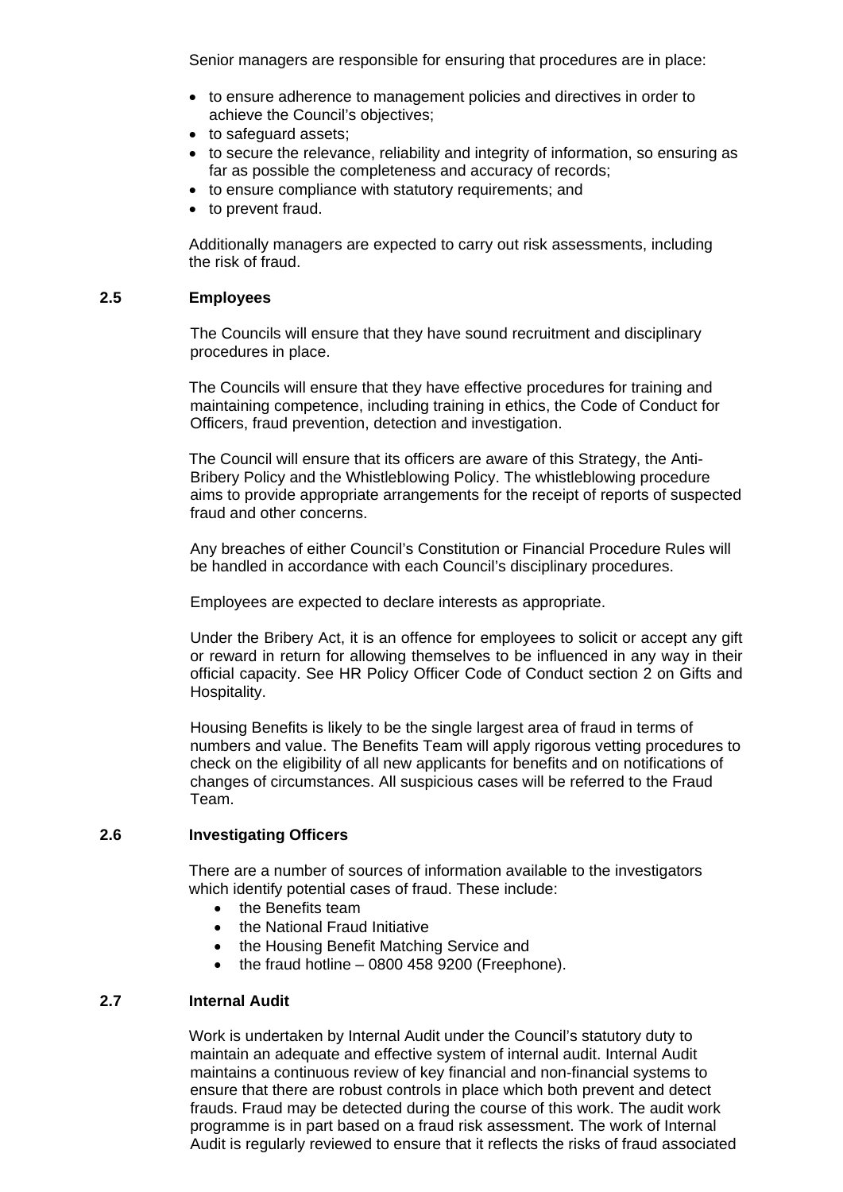Senior managers are responsible for ensuring that procedures are in place:

- to ensure adherence to management policies and directives in order to achieve the Council's objectives;
- to safeguard assets;
- to secure the relevance, reliability and integrity of information, so ensuring as far as possible the completeness and accuracy of records;
- to ensure compliance with statutory requirements; and
- to prevent fraud.

Additionally managers are expected to carry out risk assessments, including the risk of fraud.

### 2.5 Employees

The Councils will ensure that they have sound recruitment and disciplinary procedures in place.

The Councils will ensure that they have effective procedures for training and maintaining competence, including training in ethics, the Code of Conduct for Officers, fraud prevention, detection and investigation.

The Council will ensure that its officers are aware of this Strategy, the Anti-Bribery Policy and the Whistleblowing Policy. The whistleblowing procedure aims to provide appropriate arrangements for the receipt of reports of suspected fraud and other concerns.

Any breaches of either Council's Constitution or Financial Procedure Rules will be handled in accordance with each Council's disciplinary procedures.

Employees are expected to declare interests as appropriate.

Under the Bribery Act, it is an offence for employees to solicit or accept any gift or reward in return for allowing themselves to be influenced in any way in their official capacity. See HR Policy Officer Code of Conduct section 2 on Gifts and Hospitality.

Housing Benefits is likely to be the single largest area of fraud in terms of numbers and value. The Benefits Team will apply rigorous vetting procedures to check on the eligibility of all new applicants for benefits and on notifications of changes of circumstances. All suspicious cases will be referred to the Fraud Team.

### 2.6 Investigating Officers

There are a number of sources of information available to the investigators which identify potential cases of fraud. These include:

- the Benefits team
- the National Fraud Initiative
- the Housing Benefit Matching Service and
- the fraud hotline – 0800 458 9200 (Freephone).

### 2.7 Internal Audit

Work is undertaken by Internal Audit under the Council's statutory duty to maintain an adequate and effective system of internal audit. Internal Audit maintains a continuous review of key financial and non-financial systems to ensure that there are robust controls in place which both prevent and detect frauds. Fraud may be detected during the course of this work. The audit work programme is in part based on a fraud risk assessment. The work of Internal Audit is regularly reviewed to ensure that it reflects the risks of fraud associated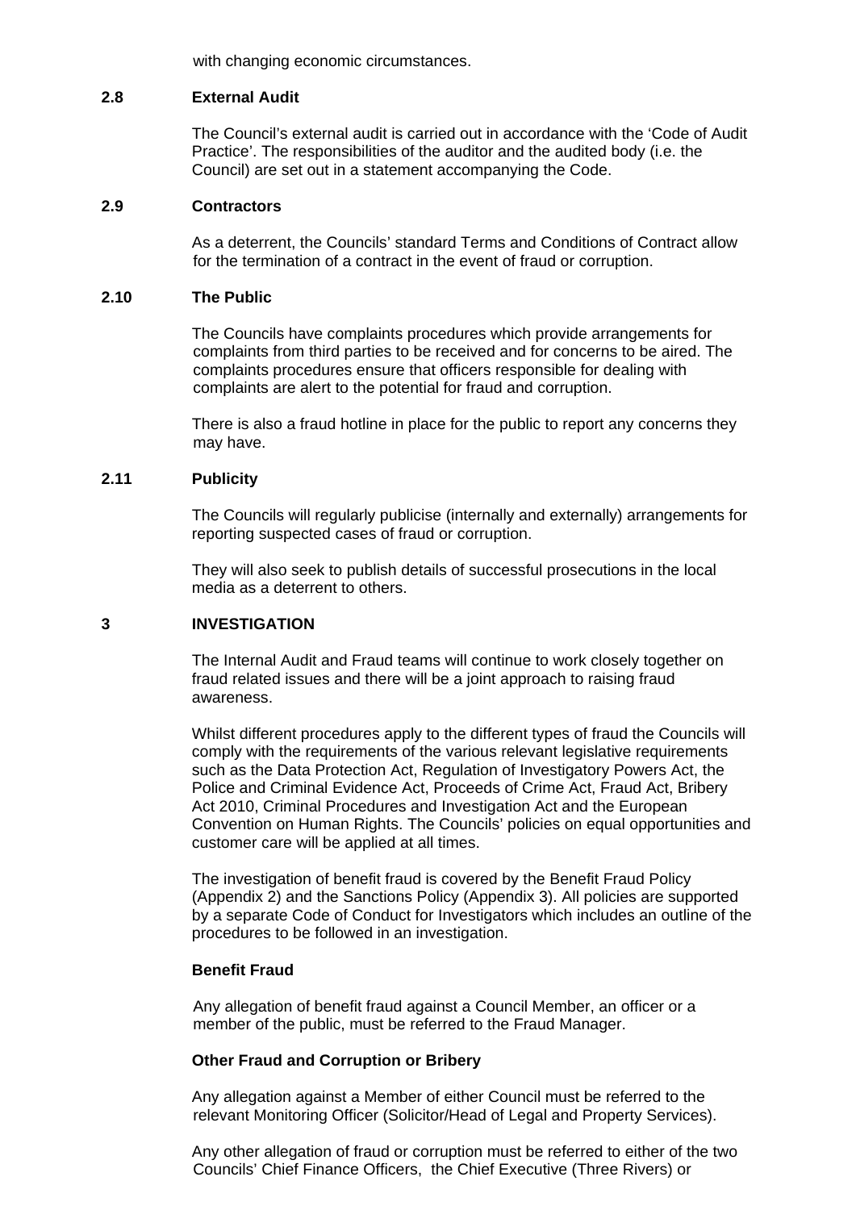with changing economic circumstances.

### 2.8 External Audit

The Council's external audit is carried out in accordance with the 'Code of Audit Practice'. The responsibilities of the auditor and the audited body (i.e. the Council) are set out in a statement accompanying the Code.

### 2.9 Contractors

As a deterrent, the Councils' standard Terms and Conditions of Contract allow for the termination of a contract in the event of fraud or corruption.

### 2.10 The Public

The Councils have complaints procedures which provide arrangements for complaints from third parties to be received and for concerns to be aired. The complaints procedures ensure that officers responsible for dealing with complaints are alert to the potential for fraud and corruption.

There is also a fraud hotline in place for the public to report any concerns they may have.

### 2.11 Publicity

The Councils will regularly publicise (internally and externally) arrangements for reporting suspected cases of fraud or corruption.

They will also seek to publish details of successful prosecutions in the local media as a deterrent to others.

## 3 INVESTIGATION

The Internal Audit and Fraud teams will continue to work closely together on fraud related issues and there will be a joint approach to raising fraud awareness.

Whilst different procedures apply to the different types of fraud the Councils will comply with the requirements of the various relevant legislative requirements such as the Data Protection Act, Regulation of Investigatory Powers Act, the Police and Criminal Evidence Act, Proceeds of Crime Act, Fraud Act, Bribery Act 2010, Criminal Procedures and Investigation Act and the European Convention on Human Rights. The Councils' policies on equal opportunities and customer care will be applied at all times.

The investigation of benefit fraud is covered by the Benefit Fraud Policy (Appendix 2) and the Sanctions Policy (Appendix 3). All policies are supported by a separate Code of Conduct for Investigators which includes an outline of the procedures to be followed in an investigation.

**Benefit Fraud**

Any allegation of benefit fraud against a Council Member, an officer or a member of the public, must be referred to the Fraud Manager.

**Other Fraud and Corruption or Bribery**

Any allegation against a Member of either Council must be referred to the relevant Monitoring Officer (Solicitor/Head of Legal and Property Services).

Any other allegation of fraud or corruption must be referred to either of the two Councils' Chief Finance Officers, the Chief Executive (Three Rivers) or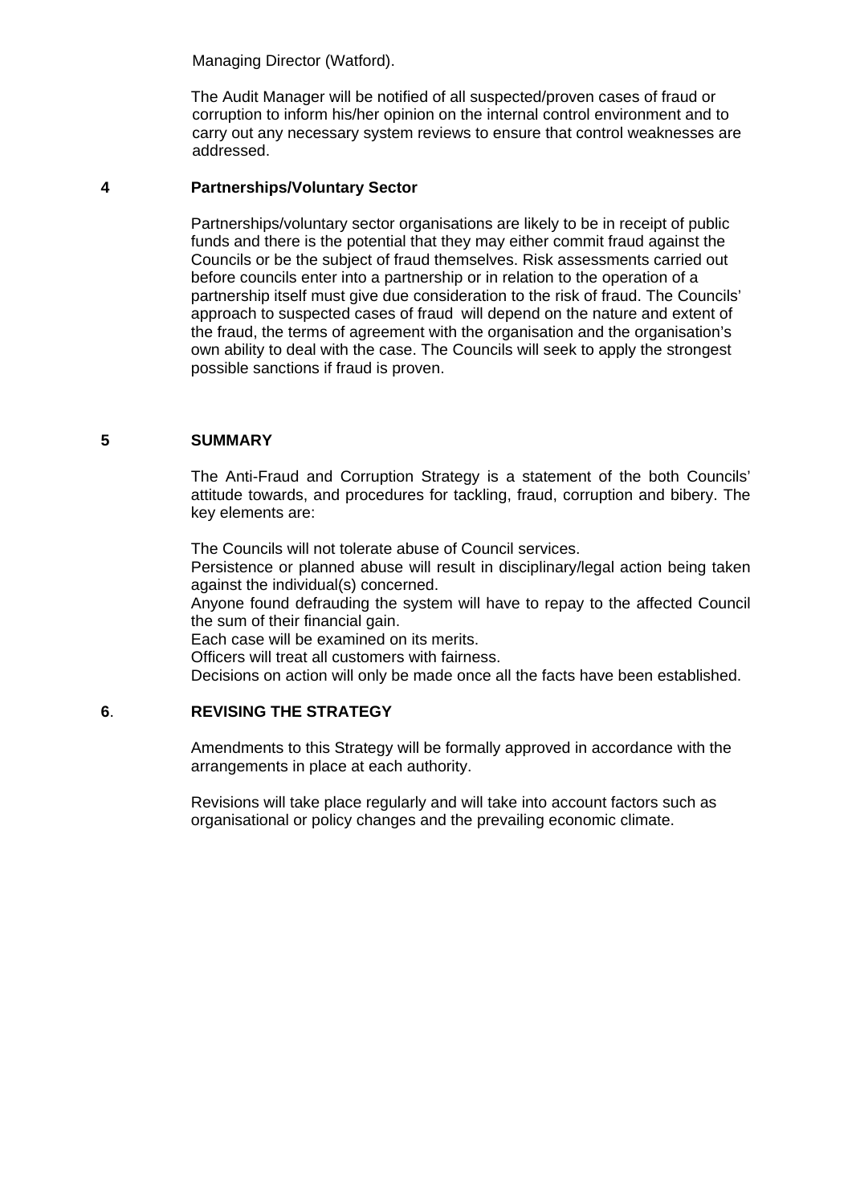Managing Director (Watford).

The Audit Manager will be notified of all suspected/proven cases of fraud or corruption to inform his/her opinion on the internal control environment and to carry out any necessary system reviews to ensure that control weaknesses are addressed.

## 4 Partnerships/Voluntary Sector

Partnerships/voluntary sector organisations are likely to be in receipt of public funds and there is the potential that they may either commit fraud against the Councils or be the subject of fraud themselves. Risk assessments carried out before councils enter into a partnership or in relation to the operation of a partnership itself must give due consideration to the risk of fraud. The Councils' approach to suspected cases of fraud will depend on the nature and extent of the fraud, the terms of agreement with the organisation and the organisation's own ability to deal with the case. The Councils will seek to apply the strongest possible sanctions if fraud is proven.

## 5 SUMMARY

The Anti-Fraud and Corruption Strategy is a statement of the both Councils' attitude towards, and procedures for tackling, fraud, corruption and bibery. The key elements are:

The Councils will not tolerate abuse of Council services.
Persistence or planned abuse will result in disciplinary/legal action being taken against the individual(s) concerned.
Anyone found defrauding the system will have to repay to the affected Council the sum of their financial gain.
Each case will be examined on its merits.
Officers will treat all customers with fairness.
Decisions on action will only be made once all the facts have been established.

## 6. REVISING THE STRATEGY

Amendments to this Strategy will be formally approved in accordance with the arrangements in place at each authority.

Revisions will take place regularly and will take into account factors such as organisational or policy changes and the prevailing economic climate.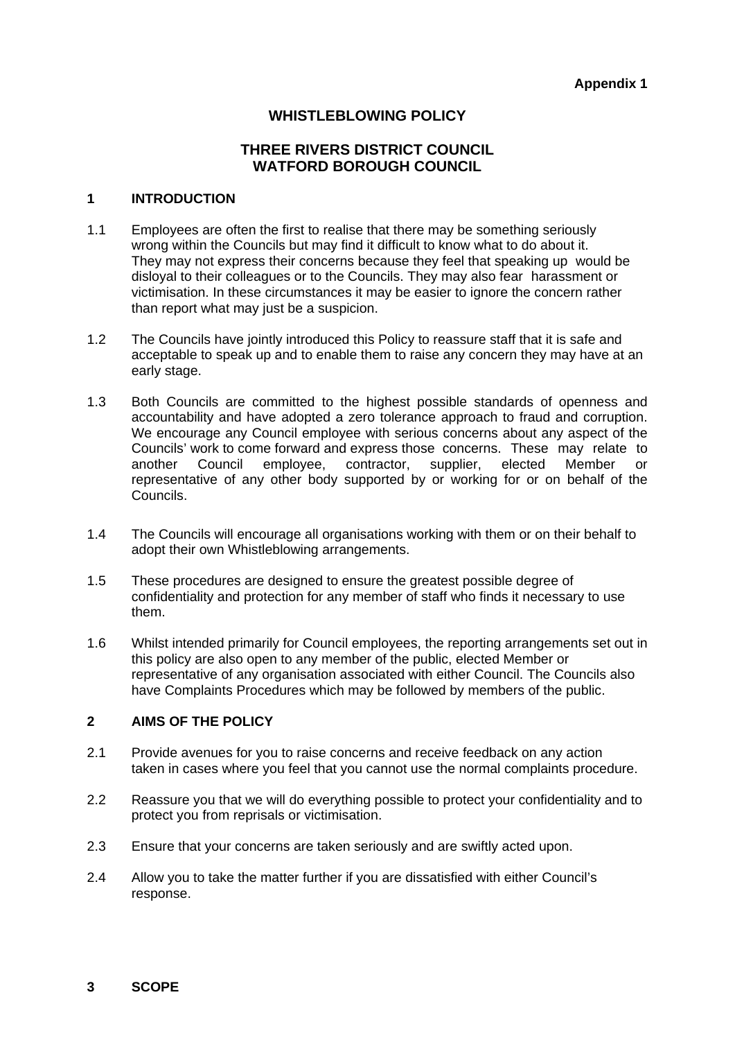**Appendix 1**

# WHISTLEBLOWING POLICY

## THREE RIVERS DISTRICT COUNCIL
## WATFORD BOROUGH COUNCIL

### 1 INTRODUCTION

1.1 Employees are often the first to realise that there may be something seriously wrong within the Councils but may find it difficult to know what to do about it. They may not express their concerns because they feel that speaking up would be disloyal to their colleagues or to the Councils. They may also fear harassment or victimisation. In these circumstances it may be easier to ignore the concern rather than report what may just be a suspicion.

1.2 The Councils have jointly introduced this Policy to reassure staff that it is safe and acceptable to speak up and to enable them to raise any concern they may have at an early stage.

1.3 Both Councils are committed to the highest possible standards of openness and accountability and have adopted a zero tolerance approach to fraud and corruption. We encourage any Council employee with serious concerns about any aspect of the Councils' work to come forward and express those concerns. These may relate to another Council employee, contractor, supplier, elected Member or representative of any other body supported by or working for or on behalf of the Councils.

1.4 The Councils will encourage all organisations working with them or on their behalf to adopt their own Whistleblowing arrangements.

1.5 These procedures are designed to ensure the greatest possible degree of confidentiality and protection for any member of staff who finds it necessary to use them.

1.6 Whilst intended primarily for Council employees, the reporting arrangements set out in this policy are also open to any member of the public, elected Member or representative of any organisation associated with either Council. The Councils also have Complaints Procedures which may be followed by members of the public.

### 2 AIMS OF THE POLICY

2.1 Provide avenues for you to raise concerns and receive feedback on any action taken in cases where you feel that you cannot use the normal complaints procedure.

2.2 Reassure you that we will do everything possible to protect your confidentiality and to protect you from reprisals or victimisation.

2.3 Ensure that your concerns are taken seriously and are swiftly acted upon.

2.4 Allow you to take the matter further if you are dissatisfied with either Council's response.

### 3 SCOPE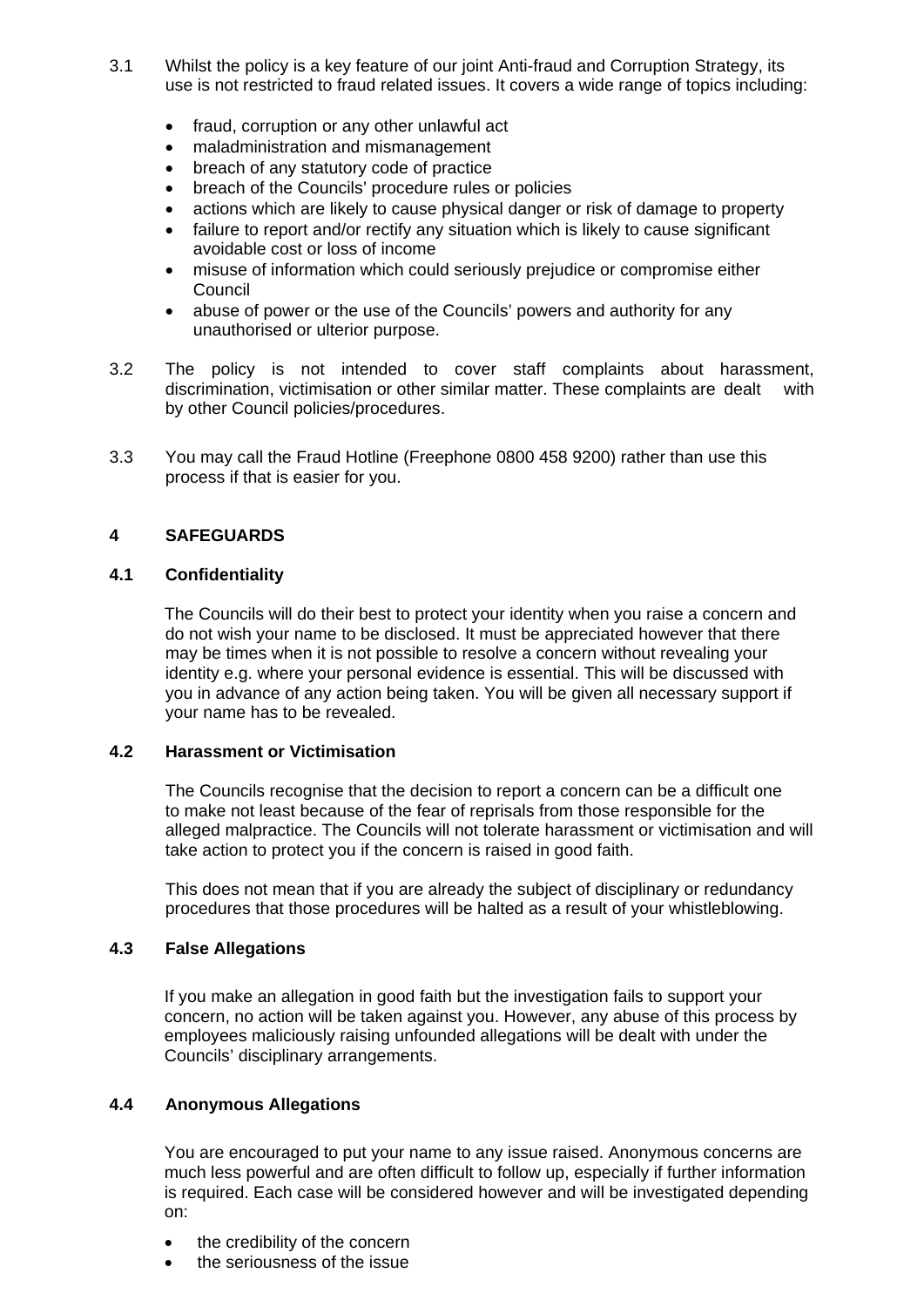3.1 Whilst the policy is a key feature of our joint Anti-fraud and Corruption Strategy, its use is not restricted to fraud related issues. It covers a wide range of topics including:

- fraud, corruption or any other unlawful act
- maladministration and mismanagement
- breach of any statutory code of practice
- breach of the Councils' procedure rules or policies
- actions which are likely to cause physical danger or risk of damage to property
- failure to report and/or rectify any situation which is likely to cause significant avoidable cost or loss of income
- misuse of information which could seriously prejudice or compromise either Council
- abuse of power or the use of the Councils' powers and authority for any unauthorised or ulterior purpose.

3.2 The policy is not intended to cover staff complaints about harassment, discrimination, victimisation or other similar matter. These complaints are dealt with by other Council policies/procedures.

3.3 You may call the Fraud Hotline (Freephone 0800 458 9200) rather than use this process if that is easier for you.

## 4 SAFEGUARDS

### 4.1 Confidentiality

The Councils will do their best to protect your identity when you raise a concern and do not wish your name to be disclosed. It must be appreciated however that there may be times when it is not possible to resolve a concern without revealing your identity e.g. where your personal evidence is essential. This will be discussed with you in advance of any action being taken. You will be given all necessary support if your name has to be revealed.

### 4.2 Harassment or Victimisation

The Councils recognise that the decision to report a concern can be a difficult one to make not least because of the fear of reprisals from those responsible for the alleged malpractice. The Councils will not tolerate harassment or victimisation and will take action to protect you if the concern is raised in good faith.

This does not mean that if you are already the subject of disciplinary or redundancy procedures that those procedures will be halted as a result of your whistleblowing.

### 4.3 False Allegations

If you make an allegation in good faith but the investigation fails to support your concern, no action will be taken against you. However, any abuse of this process by employees maliciously raising unfounded allegations will be dealt with under the Councils' disciplinary arrangements.

### 4.4 Anonymous Allegations

You are encouraged to put your name to any issue raised. Anonymous concerns are much less powerful and are often difficult to follow up, especially if further information is required. Each case will be considered however and will be investigated depending on:

- the credibility of the concern
- the seriousness of the issue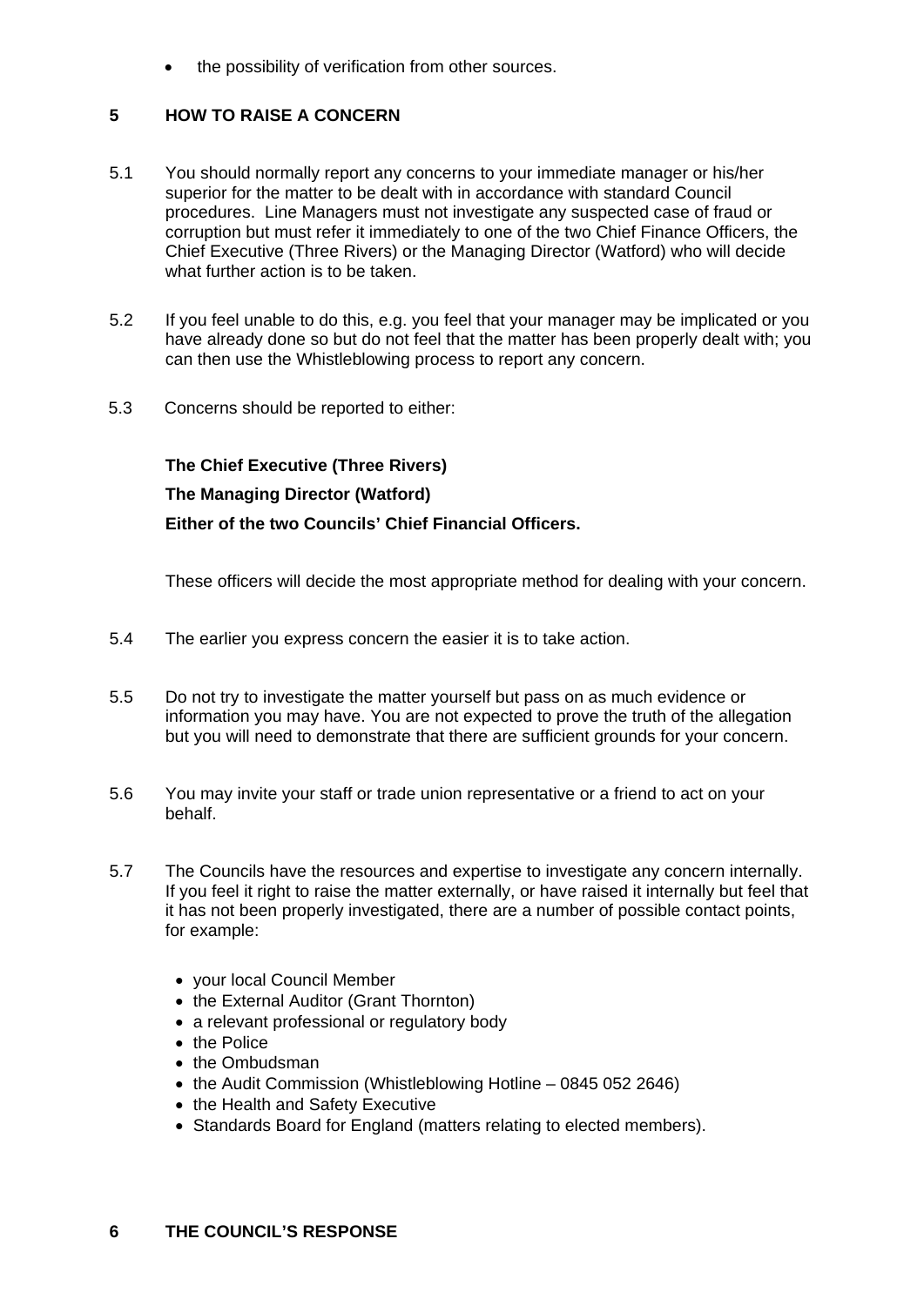- the possibility of verification from other sources.

## 5 HOW TO RAISE A CONCERN

5.1 You should normally report any concerns to your immediate manager or his/her superior for the matter to be dealt with in accordance with standard Council procedures. Line Managers must not investigate any suspected case of fraud or corruption but must refer it immediately to one of the two Chief Finance Officers, the Chief Executive (Three Rivers) or the Managing Director (Watford) who will decide what further action is to be taken.

5.2 If you feel unable to do this, e.g. you feel that your manager may be implicated or you have already done so but do not feel that the matter has been properly dealt with; you can then use the Whistleblowing process to report any concern.

5.3 Concerns should be reported to either:

**The Chief Executive (Three Rivers)**

**The Managing Director (Watford)**

**Either of the two Councils' Chief Financial Officers.**

These officers will decide the most appropriate method for dealing with your concern.

5.4 The earlier you express concern the easier it is to take action.

5.5 Do not try to investigate the matter yourself but pass on as much evidence or information you may have. You are not expected to prove the truth of the allegation but you will need to demonstrate that there are sufficient grounds for your concern.

5.6 You may invite your staff or trade union representative or a friend to act on your behalf.

5.7 The Councils have the resources and expertise to investigate any concern internally. If you feel it right to raise the matter externally, or have raised it internally but feel that it has not been properly investigated, there are a number of possible contact points, for example:

- your local Council Member
- the External Auditor (Grant Thornton)
- a relevant professional or regulatory body
- the Police
- the Ombudsman
- the Audit Commission (Whistleblowing Hotline – 0845 052 2646)
- the Health and Safety Executive
- Standards Board for England (matters relating to elected members).

## 6 THE COUNCIL'S RESPONSE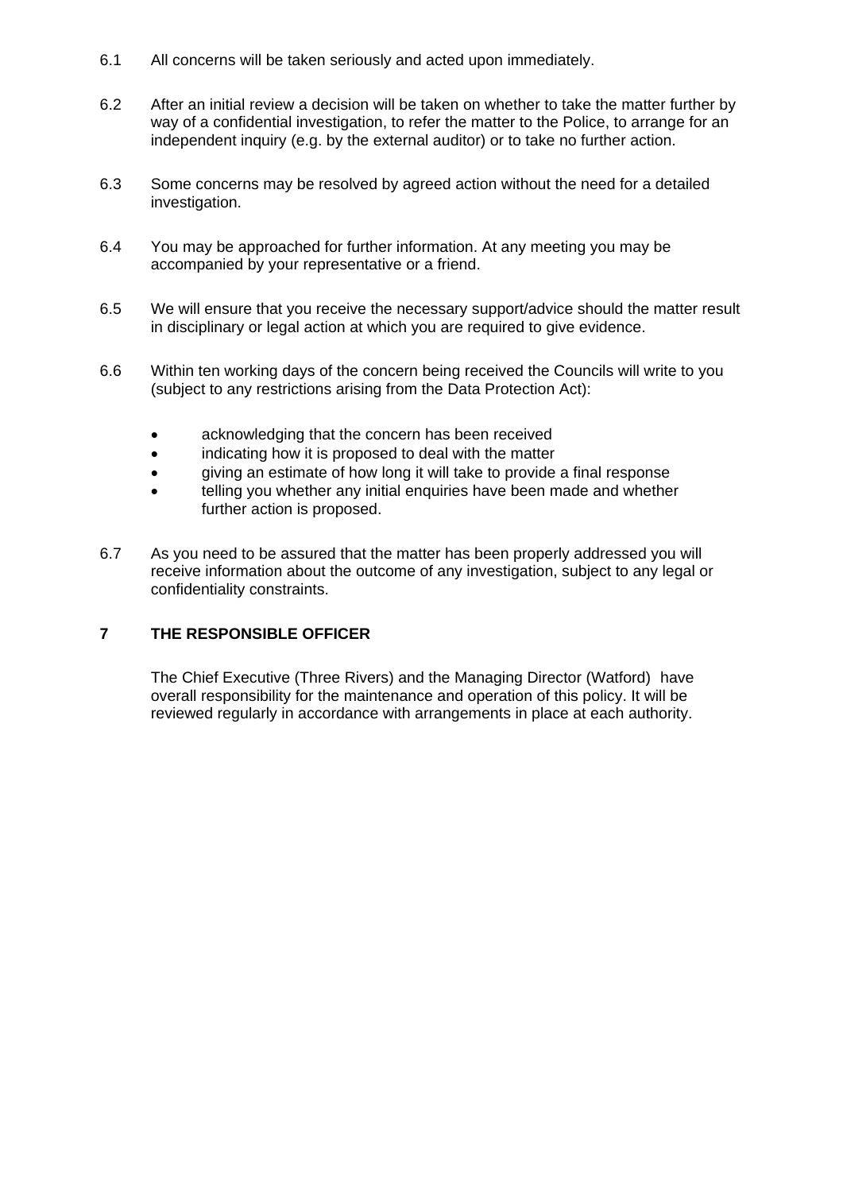6.1 All concerns will be taken seriously and acted upon immediately.

6.2 After an initial review a decision will be taken on whether to take the matter further by way of a confidential investigation, to refer the matter to the Police, to arrange for an independent inquiry (e.g. by the external auditor) or to take no further action.

6.3 Some concerns may be resolved by agreed action without the need for a detailed investigation.

6.4 You may be approached for further information. At any meeting you may be accompanied by your representative or a friend.

6.5 We will ensure that you receive the necessary support/advice should the matter result in disciplinary or legal action at which you are required to give evidence.

6.6 Within ten working days of the concern being received the Councils will write to you (subject to any restrictions arising from the Data Protection Act):

- acknowledging that the concern has been received
- indicating how it is proposed to deal with the matter
- giving an estimate of how long it will take to provide a final response
- telling you whether any initial enquiries have been made and whether further action is proposed.

6.7 As you need to be assured that the matter has been properly addressed you will receive information about the outcome of any investigation, subject to any legal or confidentiality constraints.

## 7 THE RESPONSIBLE OFFICER

The Chief Executive (Three Rivers) and the Managing Director (Watford) have overall responsibility for the maintenance and operation of this policy. It will be reviewed regularly in accordance with arrangements in place at each authority.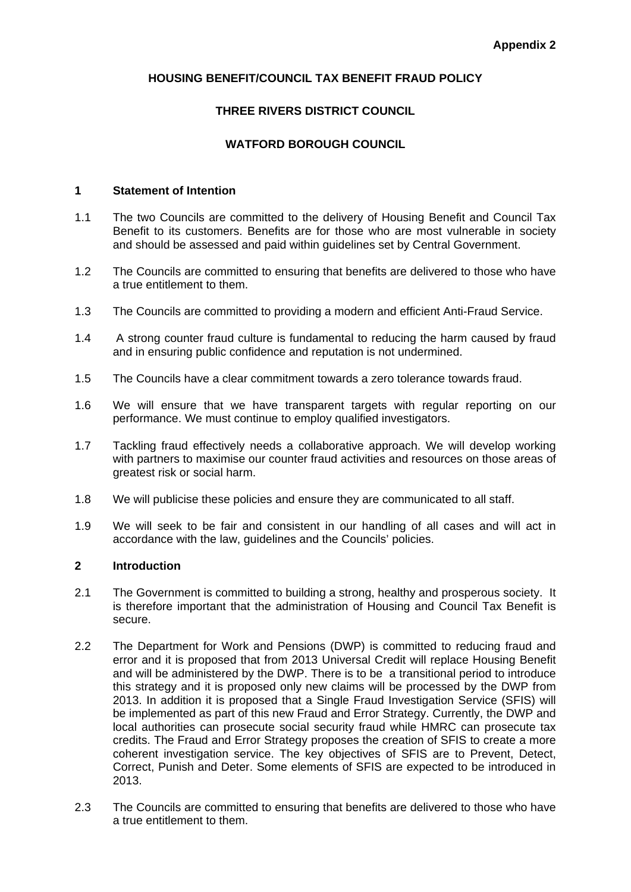**Appendix 2**

**HOUSING BENEFIT/COUNCIL TAX BENEFIT FRAUD POLICY**

**THREE RIVERS DISTRICT COUNCIL**

**WATFORD BOROUGH COUNCIL**

## 1 Statement of Intention

1.1 The two Councils are committed to the delivery of Housing Benefit and Council Tax Benefit to its customers. Benefits are for those who are most vulnerable in society and should be assessed and paid within guidelines set by Central Government.

1.2 The Councils are committed to ensuring that benefits are delivered to those who have a true entitlement to them.

1.3 The Councils are committed to providing a modern and efficient Anti-Fraud Service.

1.4 A strong counter fraud culture is fundamental to reducing the harm caused by fraud and in ensuring public confidence and reputation is not undermined.

1.5 The Councils have a clear commitment towards a zero tolerance towards fraud.

1.6 We will ensure that we have transparent targets with regular reporting on our performance. We must continue to employ qualified investigators.

1.7 Tackling fraud effectively needs a collaborative approach. We will develop working with partners to maximise our counter fraud activities and resources on those areas of greatest risk or social harm.

1.8 We will publicise these policies and ensure they are communicated to all staff.

1.9 We will seek to be fair and consistent in our handling of all cases and will act in accordance with the law, guidelines and the Councils' policies.

## 2 Introduction

2.1 The Government is committed to building a strong, healthy and prosperous society. It is therefore important that the administration of Housing and Council Tax Benefit is secure.

2.2 The Department for Work and Pensions (DWP) is committed to reducing fraud and error and it is proposed that from 2013 Universal Credit will replace Housing Benefit and will be administered by the DWP. There is to be a transitional period to introduce this strategy and it is proposed only new claims will be processed by the DWP from 2013. In addition it is proposed that a Single Fraud Investigation Service (SFIS) will be implemented as part of this new Fraud and Error Strategy. Currently, the DWP and local authorities can prosecute social security fraud while HMRC can prosecute tax credits. The Fraud and Error Strategy proposes the creation of SFIS to create a more coherent investigation service. The key objectives of SFIS are to Prevent, Detect, Correct, Punish and Deter. Some elements of SFIS are expected to be introduced in 2013.

2.3 The Councils are committed to ensuring that benefits are delivered to those who have a true entitlement to them.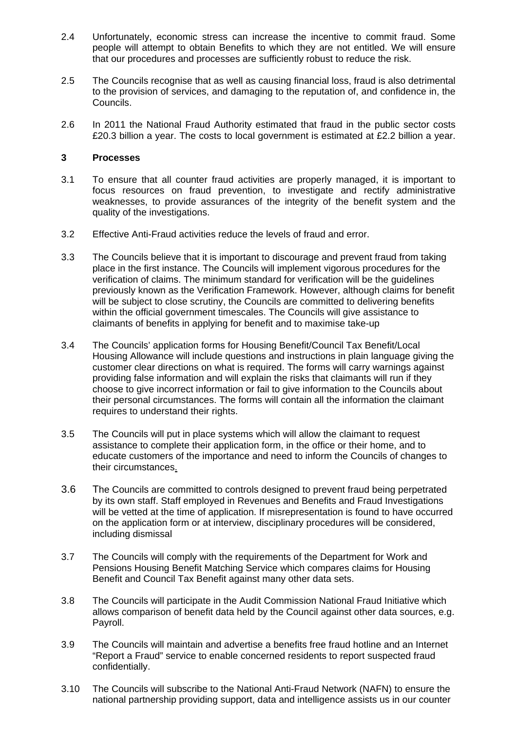2.4 Unfortunately, economic stress can increase the incentive to commit fraud. Some people will attempt to obtain Benefits to which they are not entitled. We will ensure that our procedures and processes are sufficiently robust to reduce the risk.

2.5 The Councils recognise that as well as causing financial loss, fraud is also detrimental to the provision of services, and damaging to the reputation of, and confidence in, the Councils.

2.6 In 2011 the National Fraud Authority estimated that fraud in the public sector costs £20.3 billion a year. The costs to local government is estimated at £2.2 billion a year.

## 3 Processes

3.1 To ensure that all counter fraud activities are properly managed, it is important to focus resources on fraud prevention, to investigate and rectify administrative weaknesses, to provide assurances of the integrity of the benefit system and the quality of the investigations.

3.2 Effective Anti-Fraud activities reduce the levels of fraud and error.

3.3 The Councils believe that it is important to discourage and prevent fraud from taking place in the first instance. The Councils will implement vigorous procedures for the verification of claims. The minimum standard for verification will be the guidelines previously known as the Verification Framework. However, although claims for benefit will be subject to close scrutiny, the Councils are committed to delivering benefits within the official government timescales. The Councils will give assistance to claimants of benefits in applying for benefit and to maximise take-up

3.4 The Councils' application forms for Housing Benefit/Council Tax Benefit/Local Housing Allowance will include questions and instructions in plain language giving the customer clear directions on what is required. The forms will carry warnings against providing false information and will explain the risks that claimants will run if they choose to give incorrect information or fail to give information to the Councils about their personal circumstances. The forms will contain all the information the claimant requires to understand their rights.

3.5 The Councils will put in place systems which will allow the claimant to request assistance to complete their application form, in the office or their home, and to educate customers of the importance and need to inform the Councils of changes to their circumstances.

3.6 The Councils are committed to controls designed to prevent fraud being perpetrated by its own staff. Staff employed in Revenues and Benefits and Fraud Investigations will be vetted at the time of application. If misrepresentation is found to have occurred on the application form or at interview, disciplinary procedures will be considered, including dismissal

3.7 The Councils will comply with the requirements of the Department for Work and Pensions Housing Benefit Matching Service which compares claims for Housing Benefit and Council Tax Benefit against many other data sets.

3.8 The Councils will participate in the Audit Commission National Fraud Initiative which allows comparison of benefit data held by the Council against other data sources, e.g. Payroll.

3.9 The Councils will maintain and advertise a benefits free fraud hotline and an Internet "Report a Fraud" service to enable concerned residents to report suspected fraud confidentially.

3.10 The Councils will subscribe to the National Anti-Fraud Network (NAFN) to ensure the national partnership providing support, data and intelligence assists us in our counter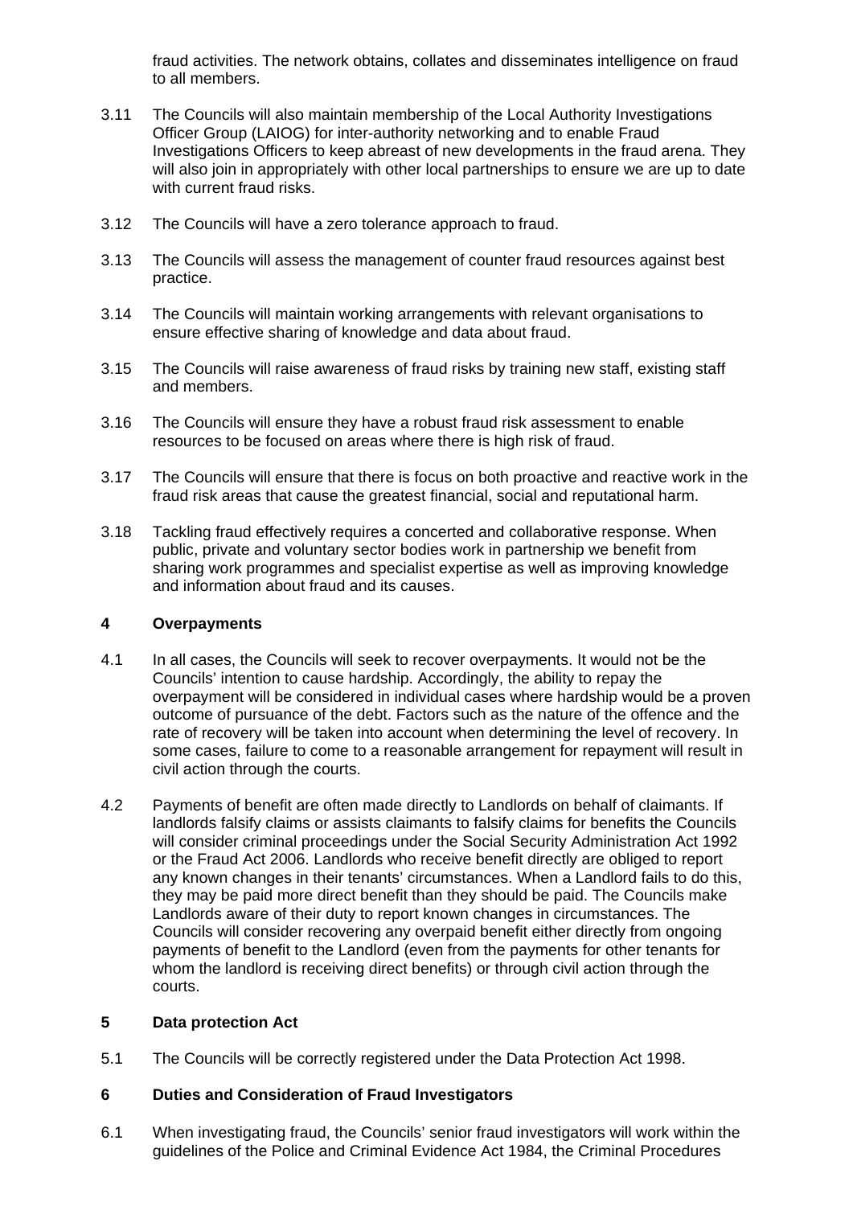fraud activities. The network obtains, collates and disseminates intelligence on fraud to all members.

3.11 The Councils will also maintain membership of the Local Authority Investigations Officer Group (LAIOG) for inter-authority networking and to enable Fraud Investigations Officers to keep abreast of new developments in the fraud arena. They will also join in appropriately with other local partnerships to ensure we are up to date with current fraud risks.

3.12 The Councils will have a zero tolerance approach to fraud.

3.13 The Councils will assess the management of counter fraud resources against best practice.

3.14 The Councils will maintain working arrangements with relevant organisations to ensure effective sharing of knowledge and data about fraud.

3.15 The Councils will raise awareness of fraud risks by training new staff, existing staff and members.

3.16 The Councils will ensure they have a robust fraud risk assessment to enable resources to be focused on areas where there is high risk of fraud.

3.17 The Councils will ensure that there is focus on both proactive and reactive work in the fraud risk areas that cause the greatest financial, social and reputational harm.

3.18 Tackling fraud effectively requires a concerted and collaborative response. When public, private and voluntary sector bodies work in partnership we benefit from sharing work programmes and specialist expertise as well as improving knowledge and information about fraud and its causes.

## 4 Overpayments

4.1 In all cases, the Councils will seek to recover overpayments. It would not be the Councils' intention to cause hardship. Accordingly, the ability to repay the overpayment will be considered in individual cases where hardship would be a proven outcome of pursuance of the debt. Factors such as the nature of the offence and the rate of recovery will be taken into account when determining the level of recovery. In some cases, failure to come to a reasonable arrangement for repayment will result in civil action through the courts.

4.2 Payments of benefit are often made directly to Landlords on behalf of claimants. If landlords falsify claims or assists claimants to falsify claims for benefits the Councils will consider criminal proceedings under the Social Security Administration Act 1992 or the Fraud Act 2006. Landlords who receive benefit directly are obliged to report any known changes in their tenants' circumstances. When a Landlord fails to do this, they may be paid more direct benefit than they should be paid. The Councils make Landlords aware of their duty to report known changes in circumstances. The Councils will consider recovering any overpaid benefit either directly from ongoing payments of benefit to the Landlord (even from the payments for other tenants for whom the landlord is receiving direct benefits) or through civil action through the courts.

## 5 Data protection Act

5.1 The Councils will be correctly registered under the Data Protection Act 1998.

## 6 Duties and Consideration of Fraud Investigators

6.1 When investigating fraud, the Councils' senior fraud investigators will work within the guidelines of the Police and Criminal Evidence Act 1984, the Criminal Procedures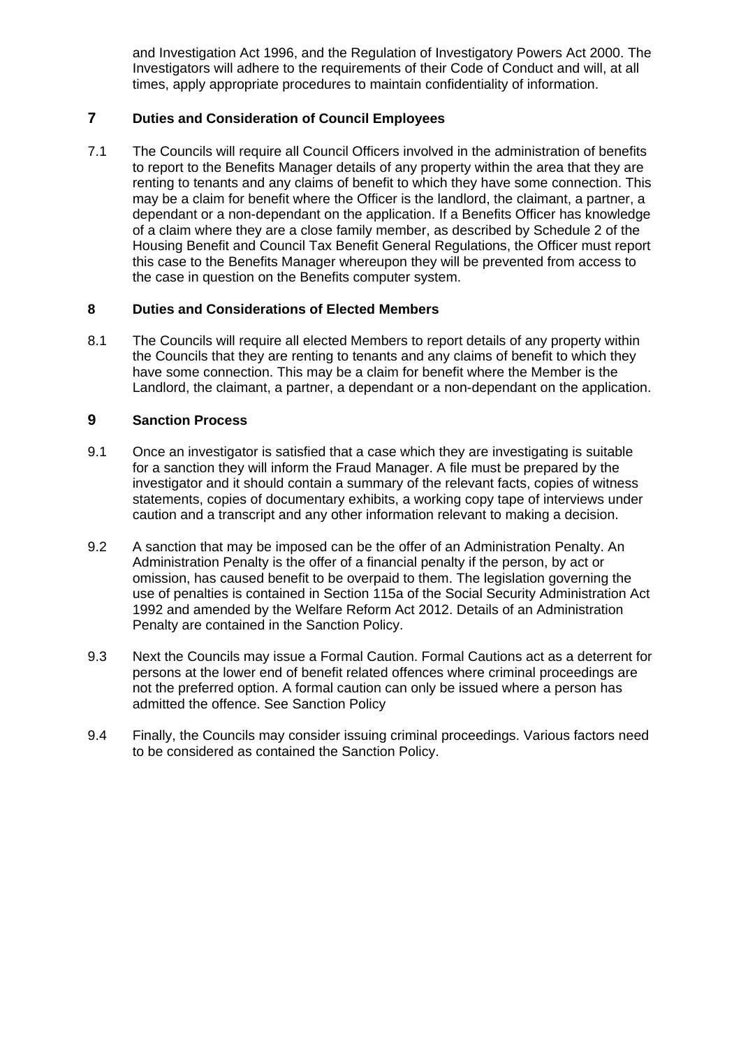and Investigation Act 1996, and the Regulation of Investigatory Powers Act 2000. The Investigators will adhere to the requirements of their Code of Conduct and will, at all times, apply appropriate procedures to maintain confidentiality of information.

## 7 Duties and Consideration of Council Employees

7.1 The Councils will require all Council Officers involved in the administration of benefits to report to the Benefits Manager details of any property within the area that they are renting to tenants and any claims of benefit to which they have some connection. This may be a claim for benefit where the Officer is the landlord, the claimant, a partner, a dependant or a non-dependant on the application. If a Benefits Officer has knowledge of a claim where they are a close family member, as described by Schedule 2 of the Housing Benefit and Council Tax Benefit General Regulations, the Officer must report this case to the Benefits Manager whereupon they will be prevented from access to the case in question on the Benefits computer system.

## 8 Duties and Considerations of Elected Members

8.1 The Councils will require all elected Members to report details of any property within the Councils that they are renting to tenants and any claims of benefit to which they have some connection. This may be a claim for benefit where the Member is the Landlord, the claimant, a partner, a dependant or a non-dependant on the application.

## 9 Sanction Process

9.1 Once an investigator is satisfied that a case which they are investigating is suitable for a sanction they will inform the Fraud Manager. A file must be prepared by the investigator and it should contain a summary of the relevant facts, copies of witness statements, copies of documentary exhibits, a working copy tape of interviews under caution and a transcript and any other information relevant to making a decision.

9.2 A sanction that may be imposed can be the offer of an Administration Penalty. An Administration Penalty is the offer of a financial penalty if the person, by act or omission, has caused benefit to be overpaid to them. The legislation governing the use of penalties is contained in Section 115a of the Social Security Administration Act 1992 and amended by the Welfare Reform Act 2012. Details of an Administration Penalty are contained in the Sanction Policy.

9.3 Next the Councils may issue a Formal Caution. Formal Cautions act as a deterrent for persons at the lower end of benefit related offences where criminal proceedings are not the preferred option. A formal caution can only be issued where a person has admitted the offence. See Sanction Policy

9.4 Finally, the Councils may consider issuing criminal proceedings. Various factors need to be considered as contained the Sanction Policy.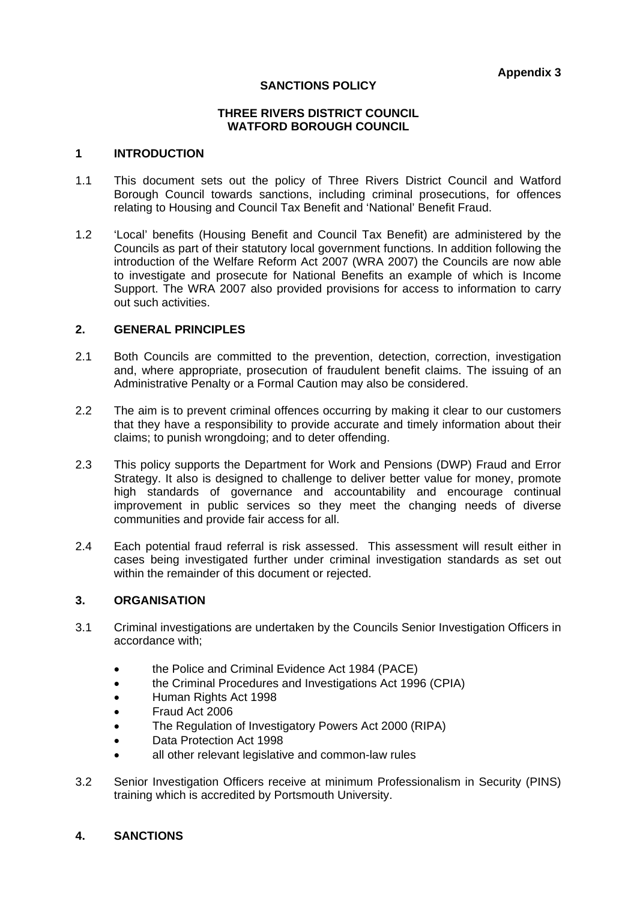**Appendix 3**

**SANCTIONS POLICY**

**THREE RIVERS DISTRICT COUNCIL**
**WATFORD BOROUGH COUNCIL**

## 1 INTRODUCTION

1.1 This document sets out the policy of Three Rivers District Council and Watford Borough Council towards sanctions, including criminal prosecutions, for offences relating to Housing and Council Tax Benefit and 'National' Benefit Fraud.

1.2 'Local' benefits (Housing Benefit and Council Tax Benefit) are administered by the Councils as part of their statutory local government functions. In addition following the introduction of the Welfare Reform Act 2007 (WRA 2007) the Councils are now able to investigate and prosecute for National Benefits an example of which is Income Support. The WRA 2007 also provided provisions for access to information to carry out such activities.

## 2. GENERAL PRINCIPLES

2.1 Both Councils are committed to the prevention, detection, correction, investigation and, where appropriate, prosecution of fraudulent benefit claims. The issuing of an Administrative Penalty or a Formal Caution may also be considered.

2.2 The aim is to prevent criminal offences occurring by making it clear to our customers that they have a responsibility to provide accurate and timely information about their claims; to punish wrongdoing; and to deter offending.

2.3 This policy supports the Department for Work and Pensions (DWP) Fraud and Error Strategy. It also is designed to challenge to deliver better value for money, promote high standards of governance and accountability and encourage continual improvement in public services so they meet the changing needs of diverse communities and provide fair access for all.

2.4 Each potential fraud referral is risk assessed. This assessment will result either in cases being investigated further under criminal investigation standards as set out within the remainder of this document or rejected.

## 3. ORGANISATION

3.1 Criminal investigations are undertaken by the Councils Senior Investigation Officers in accordance with;

- the Police and Criminal Evidence Act 1984 (PACE)
- the Criminal Procedures and Investigations Act 1996 (CPIA)
- Human Rights Act 1998
- Fraud Act 2006
- The Regulation of Investigatory Powers Act 2000 (RIPA)
- Data Protection Act 1998
- all other relevant legislative and common-law rules

3.2 Senior Investigation Officers receive at minimum Professionalism in Security (PINS) training which is accredited by Portsmouth University.

## 4. SANCTIONS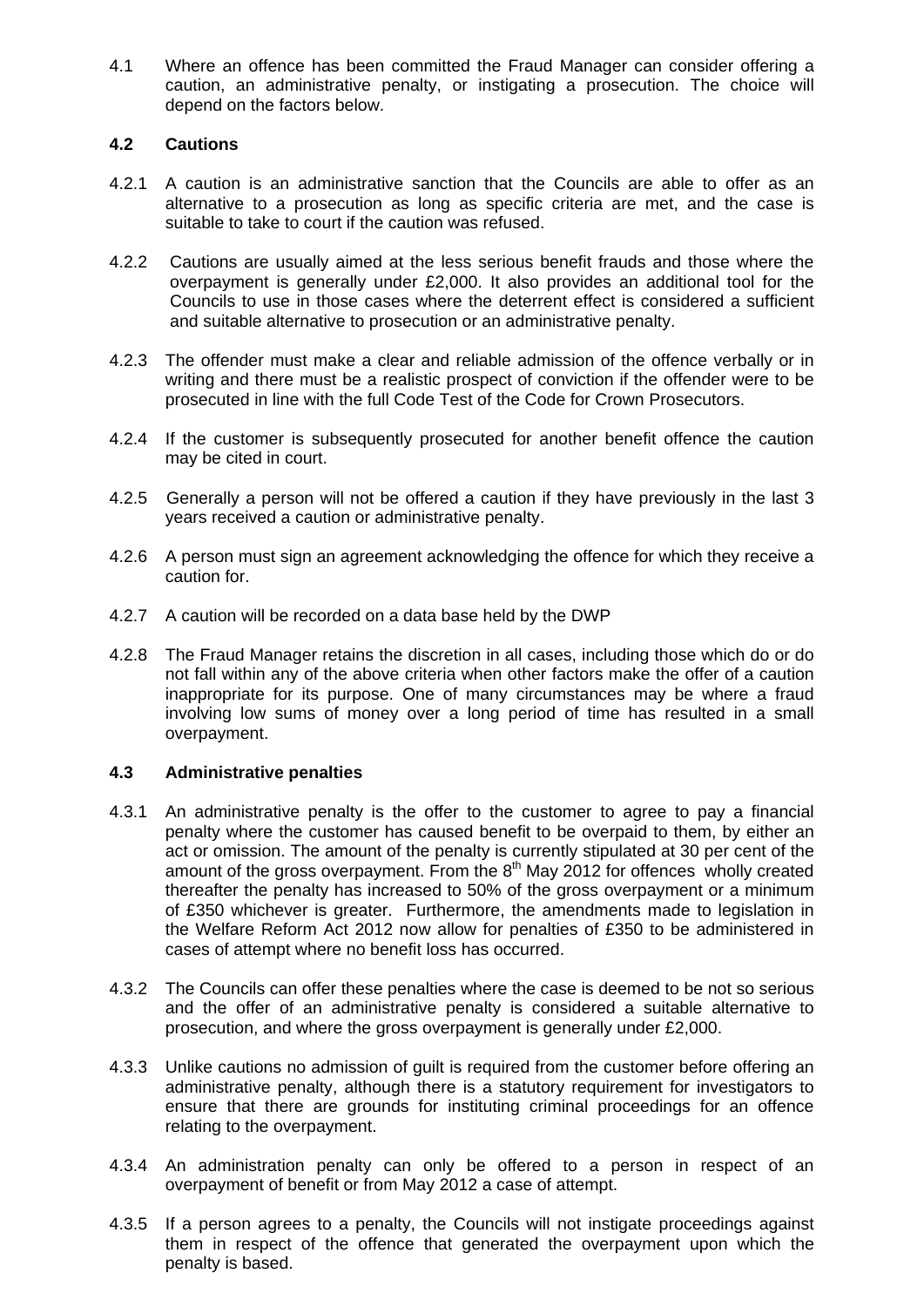4.1 Where an offence has been committed the Fraud Manager can consider offering a caution, an administrative penalty, or instigating a prosecution. The choice will depend on the factors below.

**4.2 Cautions**

4.2.1 A caution is an administrative sanction that the Councils are able to offer as an alternative to a prosecution as long as specific criteria are met, and the case is suitable to take to court if the caution was refused.

4.2.2 Cautions are usually aimed at the less serious benefit frauds and those where the overpayment is generally under £2,000. It also provides an additional tool for the Councils to use in those cases where the deterrent effect is considered a sufficient and suitable alternative to prosecution or an administrative penalty.

4.2.3 The offender must make a clear and reliable admission of the offence verbally or in writing and there must be a realistic prospect of conviction if the offender were to be prosecuted in line with the full Code Test of the Code for Crown Prosecutors.

4.2.4 If the customer is subsequently prosecuted for another benefit offence the caution may be cited in court.

4.2.5 Generally a person will not be offered a caution if they have previously in the last 3 years received a caution or administrative penalty.

4.2.6 A person must sign an agreement acknowledging the offence for which they receive a caution for.

4.2.7 A caution will be recorded on a data base held by the DWP

4.2.8 The Fraud Manager retains the discretion in all cases, including those which do or do not fall within any of the above criteria when other factors make the offer of a caution inappropriate for its purpose. One of many circumstances may be where a fraud involving low sums of money over a long period of time has resulted in a small overpayment.

**4.3 Administrative penalties**

4.3.1 An administrative penalty is the offer to the customer to agree to pay a financial penalty where the customer has caused benefit to be overpaid to them, by either an act or omission. The amount of the penalty is currently stipulated at 30 per cent of the amount of the gross overpayment. From the 8th May 2012 for offences wholly created thereafter the penalty has increased to 50% of the gross overpayment or a minimum of £350 whichever is greater. Furthermore, the amendments made to legislation in the Welfare Reform Act 2012 now allow for penalties of £350 to be administered in cases of attempt where no benefit loss has occurred.

4.3.2 The Councils can offer these penalties where the case is deemed to be not so serious and the offer of an administrative penalty is considered a suitable alternative to prosecution, and where the gross overpayment is generally under £2,000.

4.3.3 Unlike cautions no admission of guilt is required from the customer before offering an administrative penalty, although there is a statutory requirement for investigators to ensure that there are grounds for instituting criminal proceedings for an offence relating to the overpayment.

4.3.4 An administration penalty can only be offered to a person in respect of an overpayment of benefit or from May 2012 a case of attempt.

4.3.5 If a person agrees to a penalty, the Councils will not instigate proceedings against them in respect of the offence that generated the overpayment upon which the penalty is based.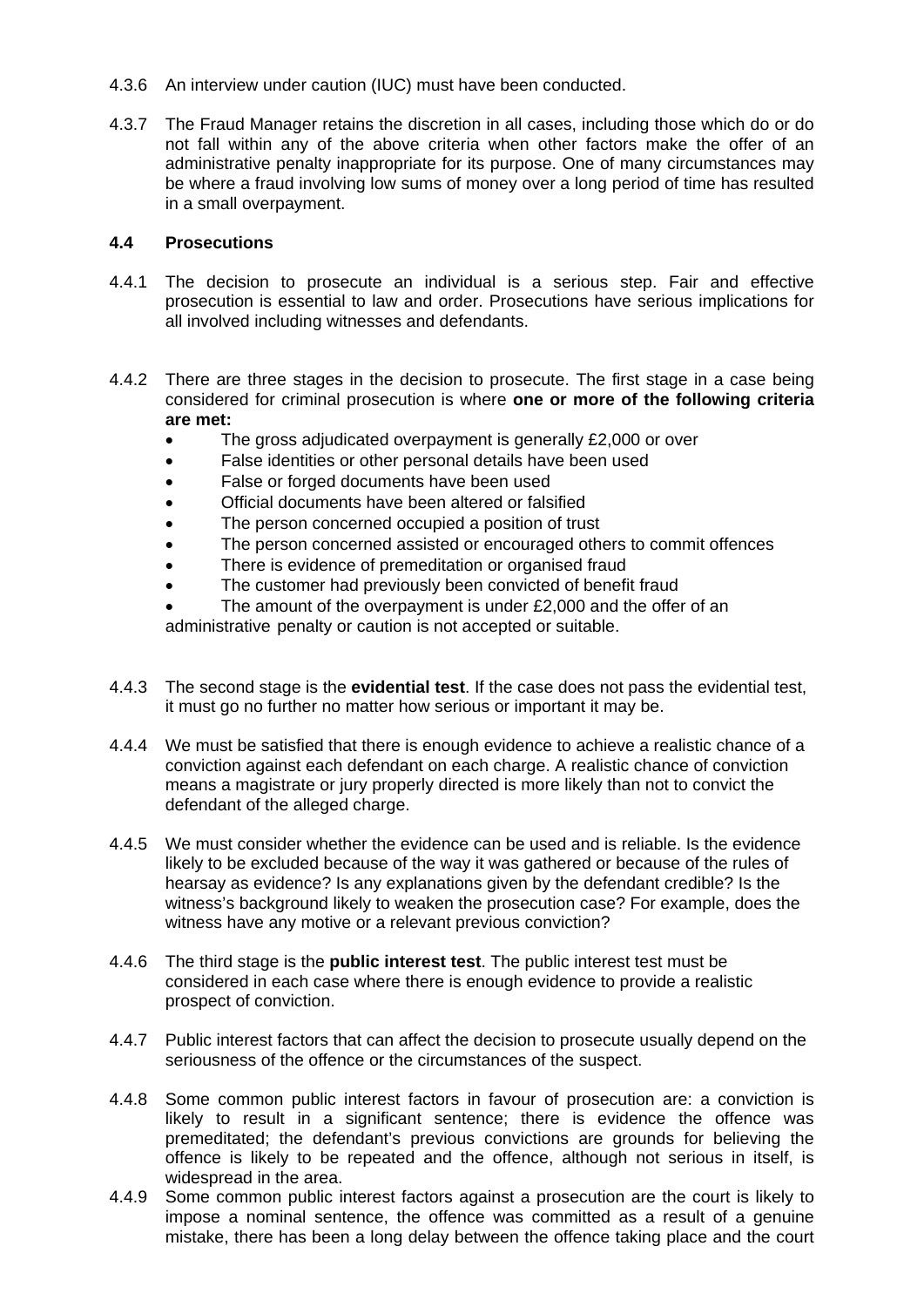4.3.6 An interview under caution (IUC) must have been conducted.

4.3.7 The Fraud Manager retains the discretion in all cases, including those which do or do not fall within any of the above criteria when other factors make the offer of an administrative penalty inappropriate for its purpose. One of many circumstances may be where a fraud involving low sums of money over a long period of time has resulted in a small overpayment.

### 4.4 Prosecutions

4.4.1 The decision to prosecute an individual is a serious step. Fair and effective prosecution is essential to law and order. Prosecutions have serious implications for all involved including witnesses and defendants.

4.4.2 There are three stages in the decision to prosecute. The first stage in a case being considered for criminal prosecution is where **one or more of the following criteria are met:**

- The gross adjudicated overpayment is generally £2,000 or over
- False identities or other personal details have been used
- False or forged documents have been used
- Official documents have been altered or falsified
- The person concerned occupied a position of trust
- The person concerned assisted or encouraged others to commit offences
- There is evidence of premeditation or organised fraud
- The customer had previously been convicted of benefit fraud
- The amount of the overpayment is under £2,000 and the offer of an administrative penalty or caution is not accepted or suitable.

4.4.3 The second stage is the **evidential test**. If the case does not pass the evidential test, it must go no further no matter how serious or important it may be.

4.4.4 We must be satisfied that there is enough evidence to achieve a realistic chance of a conviction against each defendant on each charge. A realistic chance of conviction means a magistrate or jury properly directed is more likely than not to convict the defendant of the alleged charge.

4.4.5 We must consider whether the evidence can be used and is reliable. Is the evidence likely to be excluded because of the way it was gathered or because of the rules of hearsay as evidence? Is any explanations given by the defendant credible? Is the witness's background likely to weaken the prosecution case? For example, does the witness have any motive or a relevant previous conviction?

4.4.6 The third stage is the **public interest test**. The public interest test must be considered in each case where there is enough evidence to provide a realistic prospect of conviction.

4.4.7 Public interest factors that can affect the decision to prosecute usually depend on the seriousness of the offence or the circumstances of the suspect.

4.4.8 Some common public interest factors in favour of prosecution are: a conviction is likely to result in a significant sentence; there is evidence the offence was premeditated; the defendant's previous convictions are grounds for believing the offence is likely to be repeated and the offence, although not serious in itself, is widespread in the area.

4.4.9 Some common public interest factors against a prosecution are the court is likely to impose a nominal sentence, the offence was committed as a result of a genuine mistake, there has been a long delay between the offence taking place and the court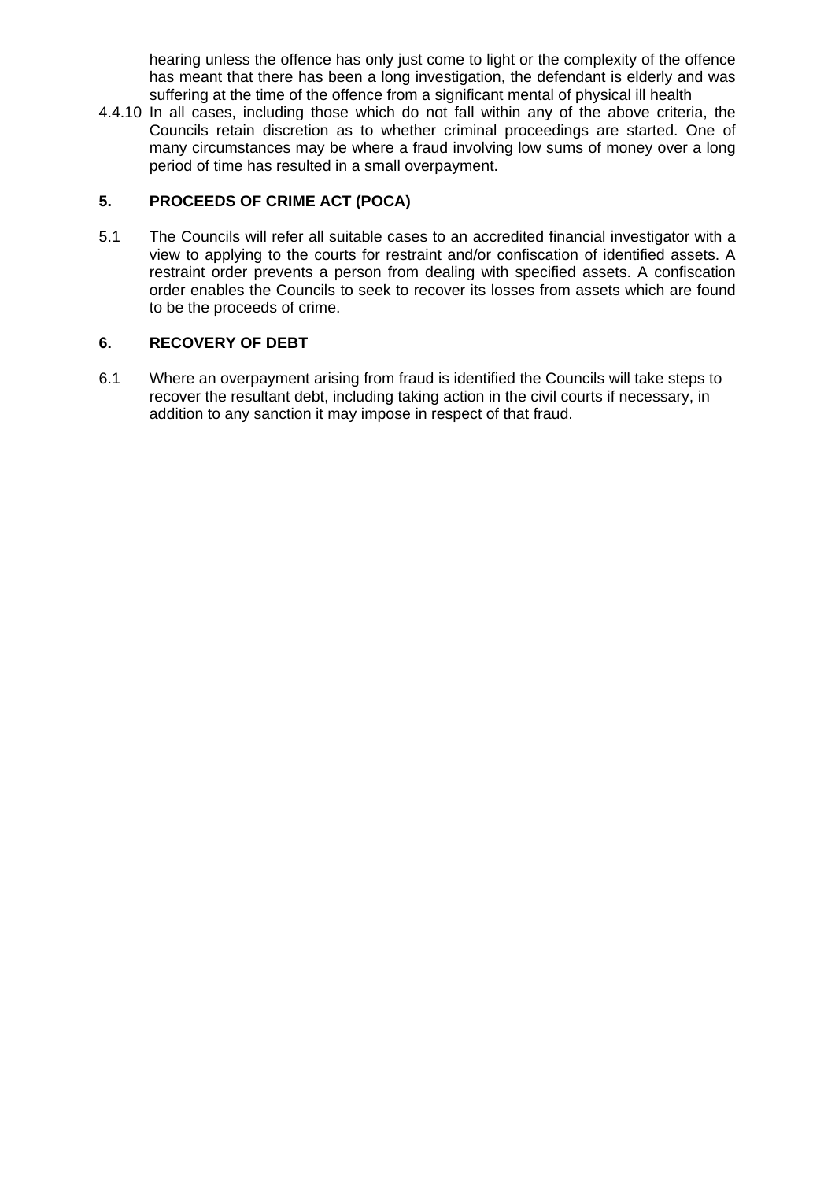hearing unless the offence has only just come to light or the complexity of the offence has meant that there has been a long investigation, the defendant is elderly and was suffering at the time of the offence from a significant mental of physical ill health

4.4.10 In all cases, including those which do not fall within any of the above criteria, the Councils retain discretion as to whether criminal proceedings are started. One of many circumstances may be where a fraud involving low sums of money over a long period of time has resulted in a small overpayment.

## 5. PROCEEDS OF CRIME ACT (POCA)

5.1 The Councils will refer all suitable cases to an accredited financial investigator with a view to applying to the courts for restraint and/or confiscation of identified assets. A restraint order prevents a person from dealing with specified assets. A confiscation order enables the Councils to seek to recover its losses from assets which are found to be the proceeds of crime.

## 6. RECOVERY OF DEBT

6.1 Where an overpayment arising from fraud is identified the Councils will take steps to recover the resultant debt, including taking action in the civil courts if necessary, in addition to any sanction it may impose in respect of that fraud.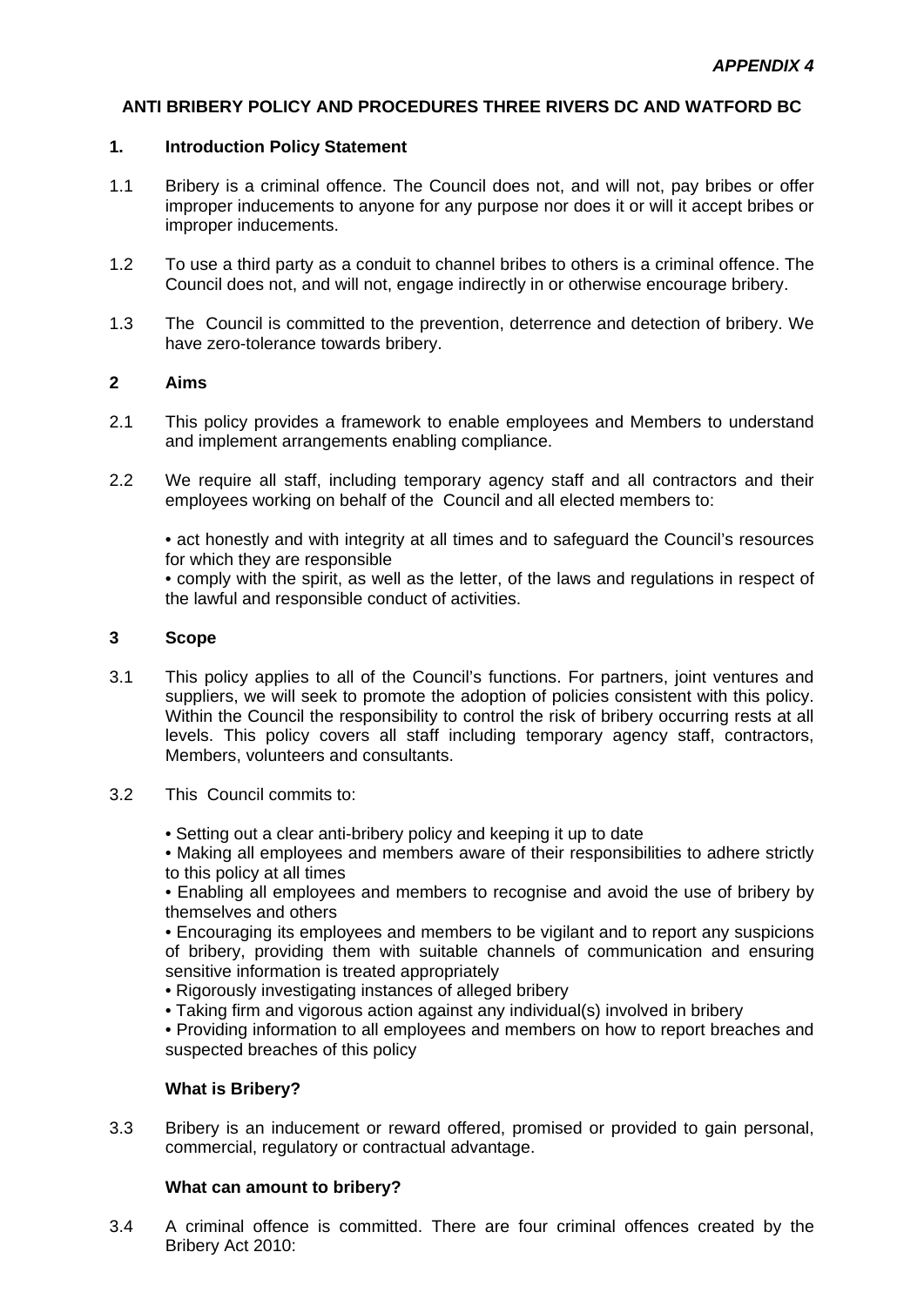*APPENDIX 4*

**ANTI BRIBERY POLICY AND PROCEDURES THREE RIVERS DC AND WATFORD BC**

## 1. Introduction Policy Statement

1.1 Bribery is a criminal offence. The Council does not, and will not, pay bribes or offer improper inducements to anyone for any purpose nor does it or will it accept bribes or improper inducements.

1.2 To use a third party as a conduit to channel bribes to others is a criminal offence. The Council does not, and will not, engage indirectly in or otherwise encourage bribery.

1.3 The Council is committed to the prevention, deterrence and detection of bribery. We have zero-tolerance towards bribery.

## 2 Aims

2.1 This policy provides a framework to enable employees and Members to understand and implement arrangements enabling compliance.

2.2 We require all staff, including temporary agency staff and all contractors and their employees working on behalf of the Council and all elected members to:

• act honestly and with integrity at all times and to safeguard the Council's resources for which they are responsible
• comply with the spirit, as well as the letter, of the laws and regulations in respect of the lawful and responsible conduct of activities.

## 3 Scope

3.1 This policy applies to all of the Council's functions. For partners, joint ventures and suppliers, we will seek to promote the adoption of policies consistent with this policy. Within the Council the responsibility to control the risk of bribery occurring rests at all levels. This policy covers all staff including temporary agency staff, contractors, Members, volunteers and consultants.

3.2 This Council commits to:

• Setting out a clear anti-bribery policy and keeping it up to date
• Making all employees and members aware of their responsibilities to adhere strictly to this policy at all times
• Enabling all employees and members to recognise and avoid the use of bribery by themselves and others
• Encouraging its employees and members to be vigilant and to report any suspicions of bribery, providing them with suitable channels of communication and ensuring sensitive information is treated appropriately
• Rigorously investigating instances of alleged bribery
• Taking firm and vigorous action against any individual(s) involved in bribery
• Providing information to all employees and members on how to report breaches and suspected breaches of this policy

### What is Bribery?

3.3 Bribery is an inducement or reward offered, promised or provided to gain personal, commercial, regulatory or contractual advantage.

### What can amount to bribery?

3.4 A criminal offence is committed. There are four criminal offences created by the Bribery Act 2010: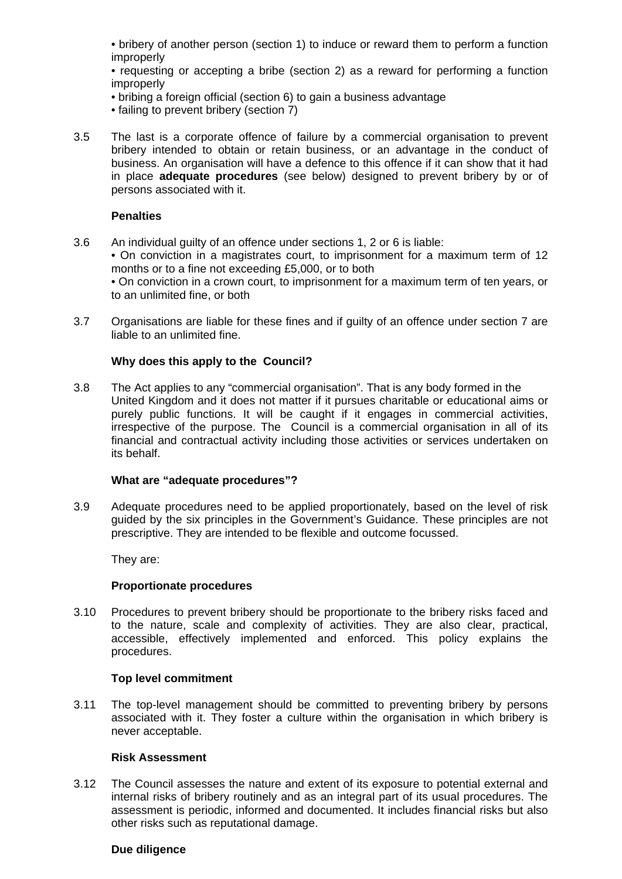- bribery of another person (section 1) to induce or reward them to perform a function improperly
- requesting or accepting a bribe (section 2) as a reward for performing a function improperly
- bribing a foreign official (section 6) to gain a business advantage
- failing to prevent bribery (section 7)

3.5 The last is a corporate offence of failure by a commercial organisation to prevent bribery intended to obtain or retain business, or an advantage in the conduct of business. An organisation will have a defence to this offence if it can show that it had in place **adequate procedures** (see below) designed to prevent bribery by or of persons associated with it.

**Penalties**

3.6 An individual guilty of an offence under sections 1, 2 or 6 is liable:
- On conviction in a magistrates court, to imprisonment for a maximum term of 12 months or to a fine not exceeding £5,000, or to both
- On conviction in a crown court, to imprisonment for a maximum term of ten years, or to an unlimited fine, or both

3.7 Organisations are liable for these fines and if guilty of an offence under section 7 are liable to an unlimited fine.

**Why does this apply to the Council?**

3.8 The Act applies to any "commercial organisation". That is any body formed in the United Kingdom and it does not matter if it pursues charitable or educational aims or purely public functions. It will be caught if it engages in commercial activities, irrespective of the purpose. The Council is a commercial organisation in all of its financial and contractual activity including those activities or services undertaken on its behalf.

**What are "adequate procedures"?**

3.9 Adequate procedures need to be applied proportionately, based on the level of risk guided by the six principles in the Government's Guidance. These principles are not prescriptive. They are intended to be flexible and outcome focussed.

They are:

**Proportionate procedures**

3.10 Procedures to prevent bribery should be proportionate to the bribery risks faced and to the nature, scale and complexity of activities. They are also clear, practical, accessible, effectively implemented and enforced. This policy explains the procedures.

**Top level commitment**

3.11 The top-level management should be committed to preventing bribery by persons associated with it. They foster a culture within the organisation in which bribery is never acceptable.

**Risk Assessment**

3.12 The Council assesses the nature and extent of its exposure to potential external and internal risks of bribery routinely and as an integral part of its usual procedures. The assessment is periodic, informed and documented. It includes financial risks but also other risks such as reputational damage.

**Due diligence**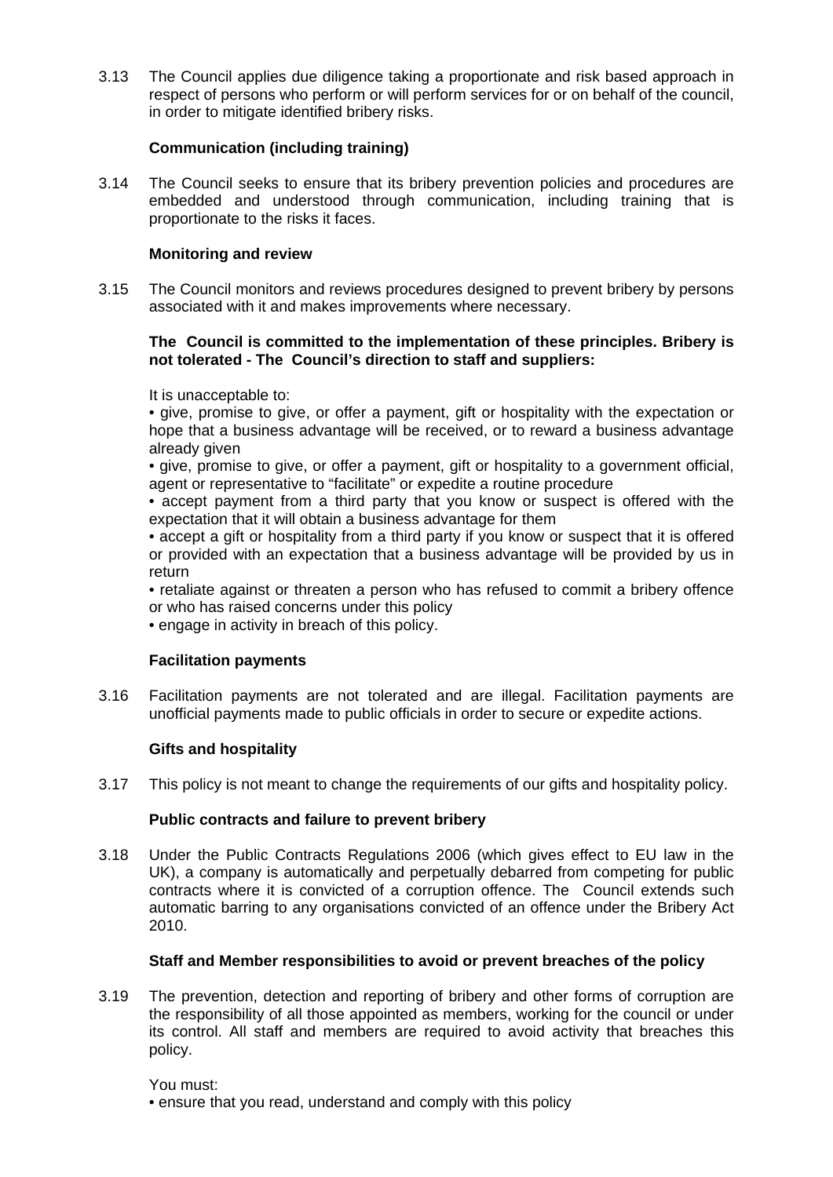3.13 The Council applies due diligence taking a proportionate and risk based approach in respect of persons who perform or will perform services for or on behalf of the council, in order to mitigate identified bribery risks.

**Communication (including training)**

3.14 The Council seeks to ensure that its bribery prevention policies and procedures are embedded and understood through communication, including training that is proportionate to the risks it faces.

**Monitoring and review**

3.15 The Council monitors and reviews procedures designed to prevent bribery by persons associated with it and makes improvements where necessary.

**The Council is committed to the implementation of these principles. Bribery is not tolerated - The Council's direction to staff and suppliers:**

It is unacceptable to:

- give, promise to give, or offer a payment, gift or hospitality with the expectation or hope that a business advantage will be received, or to reward a business advantage already given
- give, promise to give, or offer a payment, gift or hospitality to a government official, agent or representative to "facilitate" or expedite a routine procedure
- accept payment from a third party that you know or suspect is offered with the expectation that it will obtain a business advantage for them
- accept a gift or hospitality from a third party if you know or suspect that it is offered or provided with an expectation that a business advantage will be provided by us in return
- retaliate against or threaten a person who has refused to commit a bribery offence or who has raised concerns under this policy
- engage in activity in breach of this policy.

**Facilitation payments**

3.16 Facilitation payments are not tolerated and are illegal. Facilitation payments are unofficial payments made to public officials in order to secure or expedite actions.

**Gifts and hospitality**

3.17 This policy is not meant to change the requirements of our gifts and hospitality policy.

**Public contracts and failure to prevent bribery**

3.18 Under the Public Contracts Regulations 2006 (which gives effect to EU law in the UK), a company is automatically and perpetually debarred from competing for public contracts where it is convicted of a corruption offence. The Council extends such automatic barring to any organisations convicted of an offence under the Bribery Act 2010.

**Staff and Member responsibilities to avoid or prevent breaches of the policy**

3.19 The prevention, detection and reporting of bribery and other forms of corruption are the responsibility of all those appointed as members, working for the council or under its control. All staff and members are required to avoid activity that breaches this policy.

You must:

- ensure that you read, understand and comply with this policy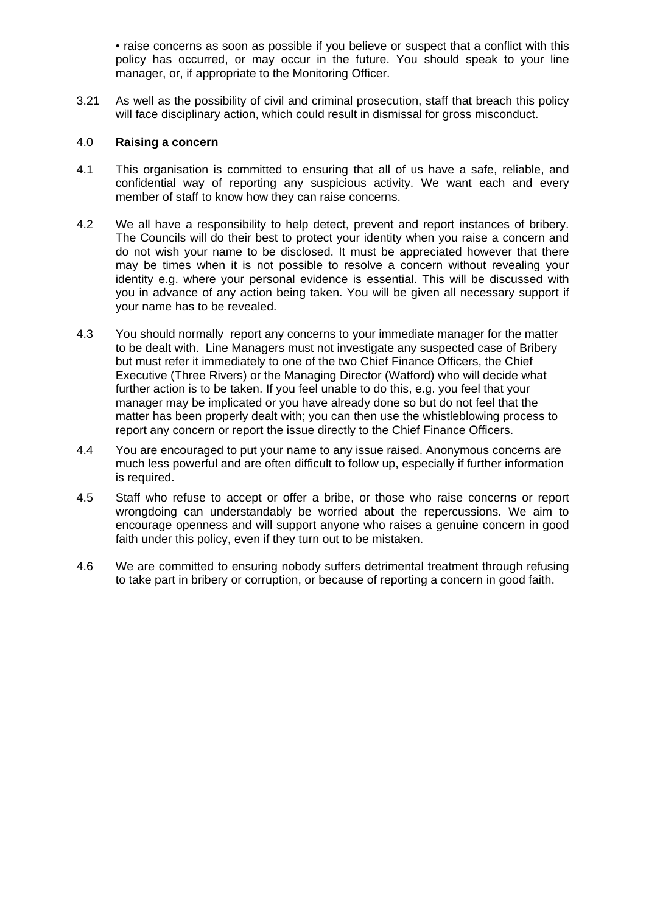• raise concerns as soon as possible if you believe or suspect that a conflict with this policy has occurred, or may occur in the future. You should speak to your line manager, or, if appropriate to the Monitoring Officer.

3.21 As well as the possibility of civil and criminal prosecution, staff that breach this policy will face disciplinary action, which could result in dismissal for gross misconduct.

## 4.0 Raising a concern

4.1 This organisation is committed to ensuring that all of us have a safe, reliable, and confidential way of reporting any suspicious activity. We want each and every member of staff to know how they can raise concerns.

4.2 We all have a responsibility to help detect, prevent and report instances of bribery. The Councils will do their best to protect your identity when you raise a concern and do not wish your name to be disclosed. It must be appreciated however that there may be times when it is not possible to resolve a concern without revealing your identity e.g. where your personal evidence is essential. This will be discussed with you in advance of any action being taken. You will be given all necessary support if your name has to be revealed.

4.3 You should normally report any concerns to your immediate manager for the matter to be dealt with. Line Managers must not investigate any suspected case of Bribery but must refer it immediately to one of the two Chief Finance Officers, the Chief Executive (Three Rivers) or the Managing Director (Watford) who will decide what further action is to be taken. If you feel unable to do this, e.g. you feel that your manager may be implicated or you have already done so but do not feel that the matter has been properly dealt with; you can then use the whistleblowing process to report any concern or report the issue directly to the Chief Finance Officers.

4.4 You are encouraged to put your name to any issue raised. Anonymous concerns are much less powerful and are often difficult to follow up, especially if further information is required.

4.5 Staff who refuse to accept or offer a bribe, or those who raise concerns or report wrongdoing can understandably be worried about the repercussions. We aim to encourage openness and will support anyone who raises a genuine concern in good faith under this policy, even if they turn out to be mistaken.

4.6 We are committed to ensuring nobody suffers detrimental treatment through refusing to take part in bribery or corruption, or because of reporting a concern in good faith.